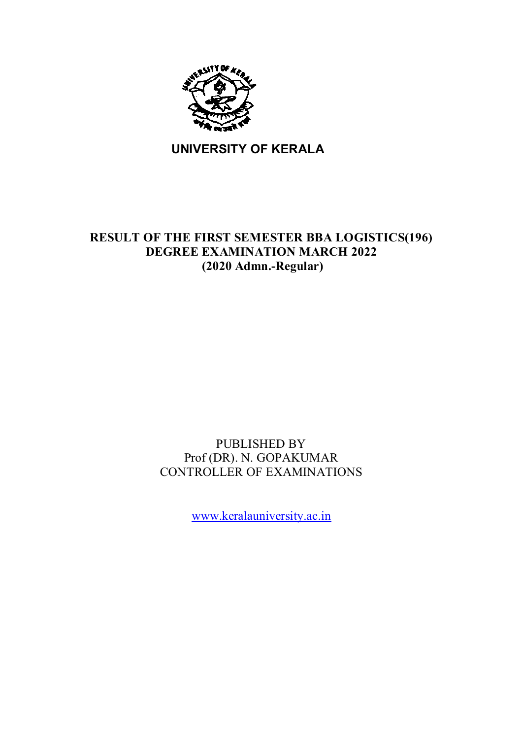# UNIVERSITY OF KERALA

## RESULT OF THE FIRST SEMESTER BBA LOGISTICS(196) DEGREE EXAMINATION MARCH 2022 (2020 Admn.-Regular)

PUBLISHED BY
Prof (DR). N. GOPAKUMAR
CONTROLLER OF EXAMINATIONS

www.keralauniversity.ac.in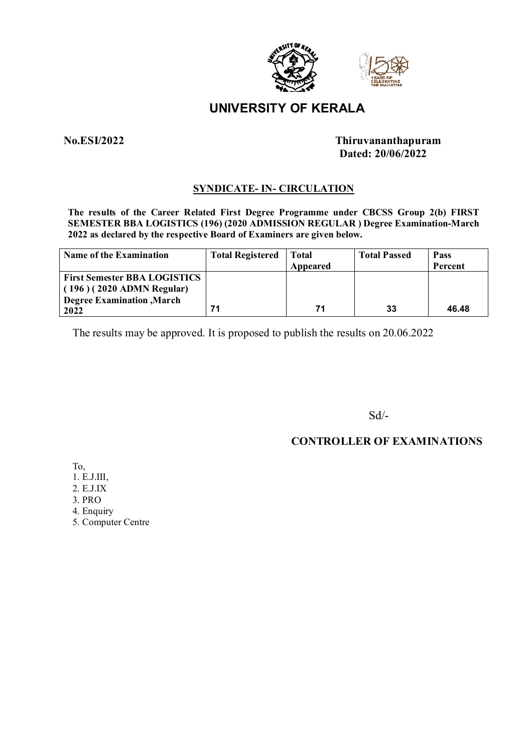# UNIVERSITY OF KERALA

**No.ESI/2022** **Thiruvananthapuram**
**Dated: 20/06/2022**

## SYNDICATE- IN- CIRCULATION

**The results of the Career Related First Degree Programme under CBCSS Group 2(b) FIRST SEMESTER BBA LOGISTICS (196) (2020 ADMISSION REGULAR ) Degree Examination-March 2022 as declared by the respective Board of Examiners are given below.**

| Name of the Examination | Total Registered | Total Appeared | Total Passed | Pass Percent |
|---|---|---|---|---|
| **First Semester BBA LOGISTICS ( 196 ) ( 2020 ADMN Regular) Degree Examination ,March 2022** | 71 | 71 | 33 | 46.48 |

The results may be approved. It is proposed to publish the results on 20.06.2022

Sd/-

**CONTROLLER OF EXAMINATIONS**

To,
1. E.J.III,
2. E.J.IX
3. PRO
4. Enquiry
5. Computer Centre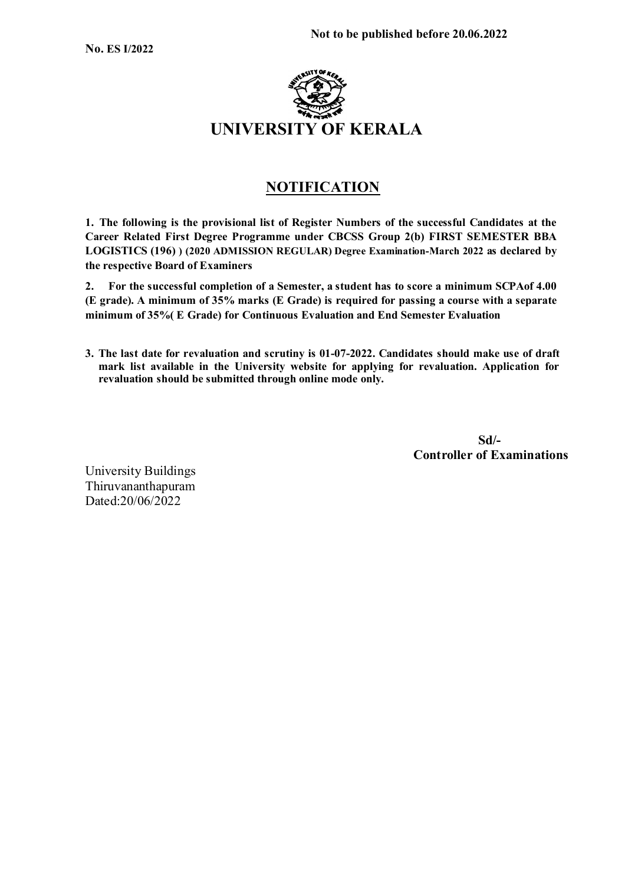**No. ES I/2022**

**Not to be published before 20.06.2022**

# UNIVERSITY OF KERALA

## NOTIFICATION

**1. The following is the provisional list of Register Numbers of the successful Candidates at the Career Related First Degree Programme under CBCSS Group 2(b) FIRST SEMESTER BBA LOGISTICS (196) ) (2020 ADMISSION REGULAR) Degree Examination-March 2022 as declared by the respective Board of Examiners**

**2. For the successful completion of a Semester, a student has to score a minimum SCPAof 4.00 (E grade). A minimum of 35% marks (E Grade) is required for passing a course with a separate minimum of 35%( E Grade) for Continuous Evaluation and End Semester Evaluation**

**3. The last date for revaluation and scrutiny is 01-07-2022. Candidates should make use of draft mark list available in the University website for applying for revaluation. Application for revaluation should be submitted through online mode only.**

**Sd/-**
**Controller of Examinations**

University Buildings
Thiruvananthapuram
Dated:20/06/2022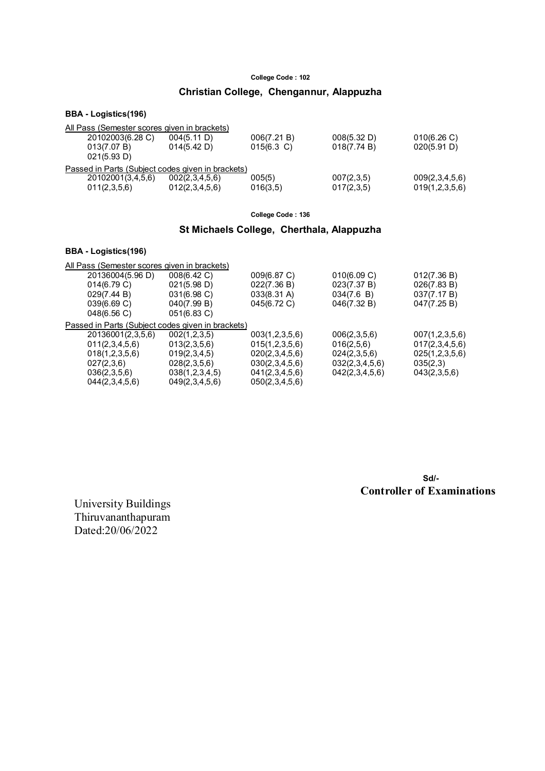College Code : 102

## Christian College, Chengannur, Alappuzha

**BBA - Logistics(196)**

All Pass (Semester scores given in brackets)

| | | | | |
|---|---|---|---|---|
| 20102003(6.28 C) | 004(5.11 D) | 006(7.21 B) | 008(5.32 D) | 010(6.26 C) |
| 013(7.07 B) | 014(5.42 D) | 015(6.3 C) | 018(7.74 B) | 020(5.91 D) |
| 021(5.93 D) | | | | |

Passed in Parts (Subject codes given in brackets)

| | | | | |
|---|---|---|---|---|
| 20102001(3,4,5,6) | 002(2,3,4,5,6) | 005(5) | 007(2,3,5) | 009(2,3,4,5,6) |
| 011(2,3,5,6) | 012(2,3,4,5,6) | 016(3,5) | 017(2,3,5) | 019(1,2,3,5,6) |

College Code : 136

## St Michaels College, Cherthala, Alappuzha

**BBA - Logistics(196)**

All Pass (Semester scores given in brackets)

| | | | | |
|---|---|---|---|---|
| 20136004(5.96 D) | 008(6.42 C) | 009(6.87 C) | 010(6.09 C) | 012(7.36 B) |
| 014(6.79 C) | 021(5.98 D) | 022(7.36 B) | 023(7.37 B) | 026(7.83 B) |
| 029(7.44 B) | 031(6.98 C) | 033(8.31 A) | 034(7.6 B) | 037(7.17 B) |
| 039(6.69 C) | 040(7.99 B) | 045(6.72 C) | 046(7.32 B) | 047(7.25 B) |
| 048(6.56 C) | 051(6.83 C) | | | |

Passed in Parts (Subject codes given in brackets)

| | | | | |
|---|---|---|---|---|
| 20136001(2,3,5,6) | 002(1,2,3,5) | 003(1,2,3,5,6) | 006(2,3,5,6) | 007(1,2,3,5,6) |
| 011(2,3,4,5,6) | 013(2,3,5,6) | 015(1,2,3,5,6) | 016(2,5,6) | 017(2,3,4,5,6) |
| 018(1,2,3,5,6) | 019(2,3,4,5) | 020(2,3,4,5,6) | 024(2,3,5,6) | 025(1,2,3,5,6) |
| 027(2,3,6) | 028(2,3,5,6) | 030(2,3,4,5,6) | 032(2,3,4,5,6) | 035(2,3) |
| 036(2,3,5,6) | 038(1,2,3,4,5) | 041(2,3,4,5,6) | 042(2,3,4,5,6) | 043(2,3,5,6) |
| 044(2,3,4,5,6) | 049(2,3,4,5,6) | 050(2,3,4,5,6) | | |

Sd/-
**Controller of Examinations**

University Buildings
Thiruvananthapuram
Dated:20/06/2022